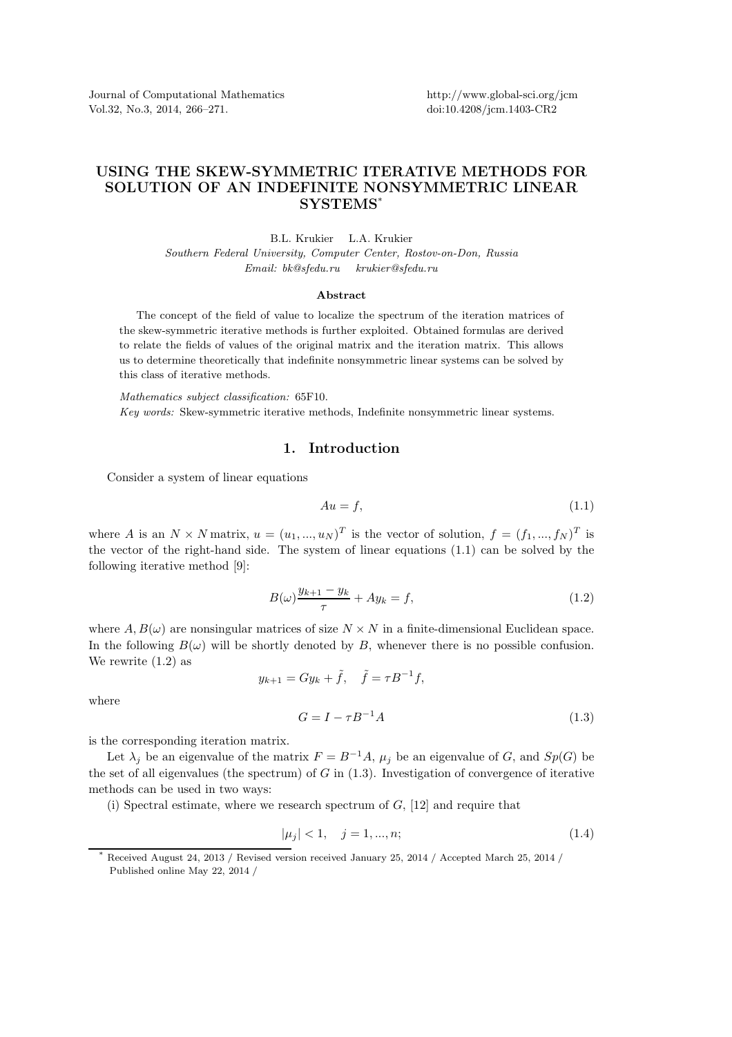# USING THE SKEW-SYMMETRIC ITERATIVE METHODS FOR SOLUTION OF AN INDEFINITE NONSYMMETRIC LINEAR SYSTEMS*

B.L. Krukier L.A. Krukier

*Southern Federal University, Computer Center, Rostov-on-Don, Russia*

*Email: bk@sfedu.ru krukier@sfedu.ru*

### Abstract

The concept of the field of value to localize the spectrum of the iteration matrices of the skew-symmetric iterative methods is further exploited. Obtained formulas are derived to relate the fields of values of the original matrix and the iteration matrix. This allows us to determine theoretically that indefinite nonsymmetric linear systems can be solved by this class of iterative methods.

*Mathematics subject classification:* 65F10.

*Key words:* Skew-symmetric iterative methods, Indefinite nonsymmetric linear systems.

## 1. Introduction

Consider a system of linear equations

$$Au = f, \tag{1.1}$$

where $A$ is an $N \times N$ matrix, $u = (u_1, ..., u_N)^T$ is the vector of solution, $f = (f_1, ..., f_N)^T$ is the vector of the right-hand side. The system of linear equations (1.1) can be solved by the following iterative method [9]:

$$B(\omega)\frac{y_{k+1} - y_k}{\tau} + Ay_k = f, \tag{1.2}$$

where $A, B(\omega)$ are nonsingular matrices of size $N \times N$ in a finite-dimensional Euclidean space. In the following $B(\omega)$ will be shortly denoted by $B$, whenever there is no possible confusion. We rewrite (1.2) as

$$y_{k+1} = Gy_k + \tilde{f}, \quad \tilde{f} = \tau B^{-1} f,$$

where

$$G = I - \tau B^{-1} A \tag{1.3}$$

is the corresponding iteration matrix.

Let $\lambda_j$ be an eigenvalue of the matrix $F = B^{-1}A$, $\mu_j$ be an eigenvalue of $G$, and $Sp(G)$ be the set of all eigenvalues (the spectrum) of $G$ in (1.3). Investigation of convergence of iterative methods can be used in two ways:

(i) Spectral estimate, where we research spectrum of $G$, [12] and require that

$$|\mu_j| < 1, \quad j = 1, ..., n; \tag{1.4}$$

* Received August 24, 2013 / Revised version received January 25, 2014 / Accepted March 25, 2014 / Published online May 22, 2014 /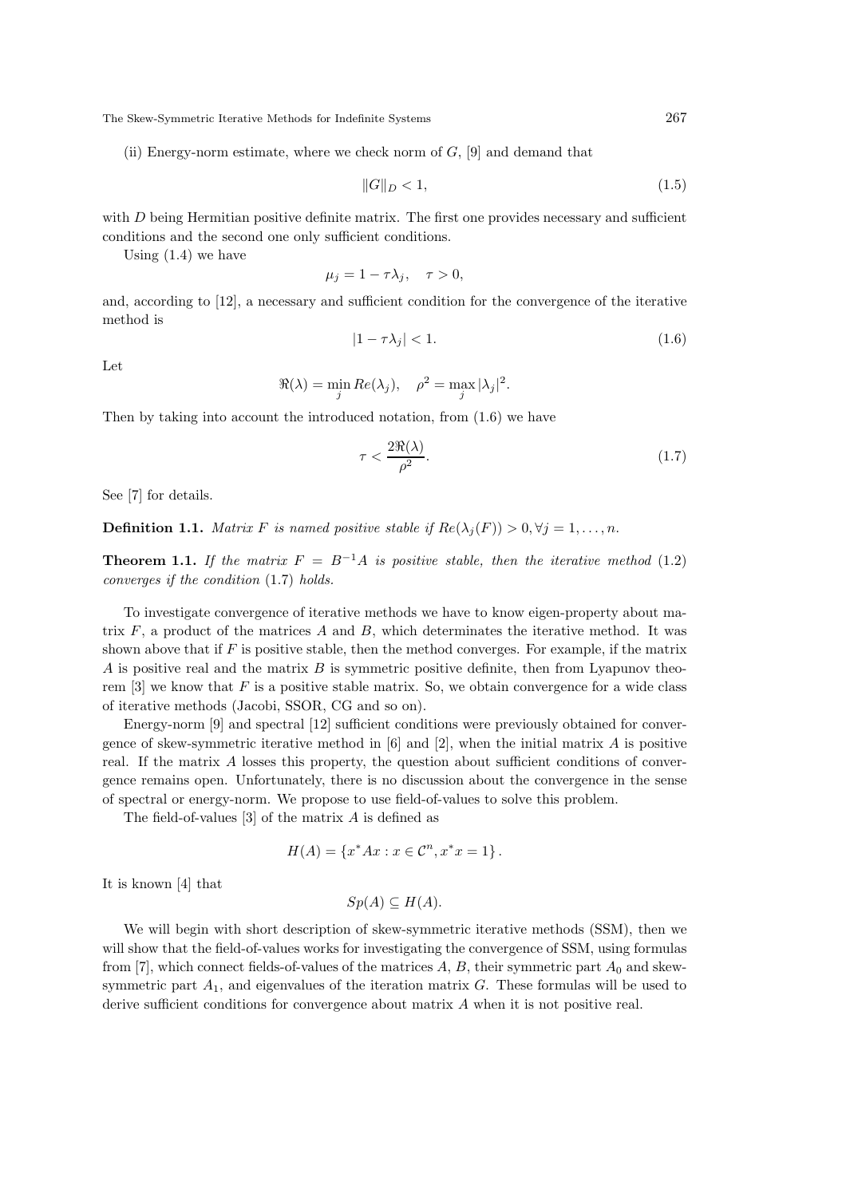(ii) Energy-norm estimate, where we check norm of $G$, [9] and demand that

$$\|G\|_D < 1, \tag{1.5}$$

with $D$ being Hermitian positive definite matrix. The first one provides necessary and sufficient conditions and the second one only sufficient conditions.

Using (1.4) we have

$$\mu_j = 1 - \tau\lambda_j, \quad \tau > 0,$$

and, according to [12], a necessary and sufficient condition for the convergence of the iterative method is

$$|1 - \tau\lambda_j| < 1. \tag{1.6}$$

Let

$$\Re(\lambda) = \min_j Re(\lambda_j), \quad \rho^2 = \max_j |\lambda_j|^2.$$

Then by taking into account the introduced notation, from (1.6) we have

$$\tau < \frac{2\Re(\lambda)}{\rho^2}. \tag{1.7}$$

See [7] for details.

**Definition 1.1.** *Matrix $F$ is named positive stable if $Re(\lambda_j(F)) > 0, \forall j = 1, \ldots, n$.*

**Theorem 1.1.** *If the matrix $F = B^{-1}A$ is positive stable, then the iterative method* (1.2) *converges if the condition* (1.7) *holds.*

To investigate convergence of iterative methods we have to know eigen-property about matrix $F$, a product of the matrices $A$ and $B$, which determinates the iterative method. It was shown above that if $F$ is positive stable, then the method converges. For example, if the matrix $A$ is positive real and the matrix $B$ is symmetric positive definite, then from Lyapunov theorem [3] we know that $F$ is a positive stable matrix. So, we obtain convergence for a wide class of iterative methods (Jacobi, SSOR, CG and so on).

Energy-norm [9] and spectral [12] sufficient conditions were previously obtained for convergence of skew-symmetric iterative method in [6] and [2], when the initial matrix $A$ is positive real. If the matrix $A$ losses this property, the question about sufficient conditions of convergence remains open. Unfortunately, there is no discussion about the convergence in the sense of spectral or energy-norm. We propose to use field-of-values to solve this problem.

The field-of-values [3] of the matrix $A$ is defined as

$$H(A) = \{x^* A x : x \in \mathcal{C}^n, x^* x = 1\}.$$

It is known [4] that

$$Sp(A) \subseteq H(A).$$

We will begin with short description of skew-symmetric iterative methods (SSM), then we will show that the field-of-values works for investigating the convergence of SSM, using formulas from [7], which connect fields-of-values of the matrices $A$, $B$, their symmetric part $A_0$ and skew-symmetric part $A_1$, and eigenvalues of the iteration matrix $G$. These formulas will be used to derive sufficient conditions for convergence about matrix $A$ when it is not positive real.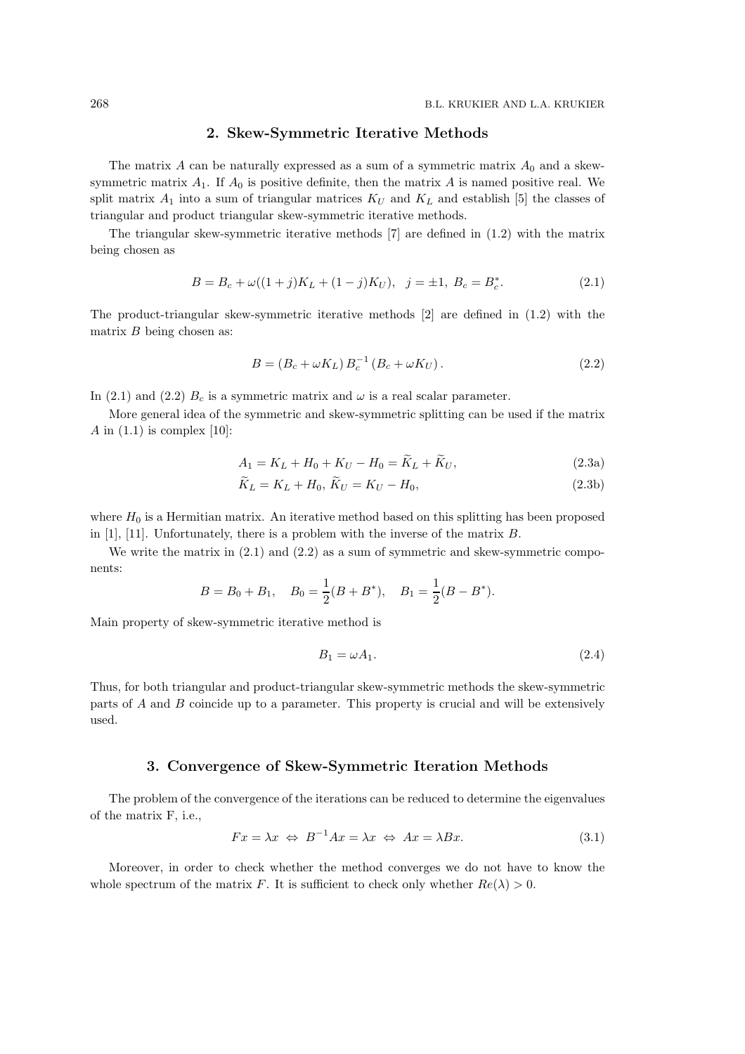## 2. Skew-Symmetric Iterative Methods

The matrix $A$ can be naturally expressed as a sum of a symmetric matrix $A_0$ and a skew-symmetric matrix $A_1$. If $A_0$ is positive definite, then the matrix $A$ is named positive real. We split matrix $A_1$ into a sum of triangular matrices $K_U$ and $K_L$ and establish [5] the classes of triangular and product triangular skew-symmetric iterative methods.

The triangular skew-symmetric iterative methods [7] are defined in (1.2) with the matrix being chosen as

$$B = B_c + \omega((1+j)K_L + (1-j)K_U), \quad j = \pm 1, \ B_c = B_c^*. \tag{2.1}$$

The product-triangular skew-symmetric iterative methods [2] are defined in (1.2) with the matrix $B$ being chosen as:

$$B = (B_c + \omega K_L)\, B_c^{-1} (B_c + \omega K_U). \tag{2.2}$$

In (2.1) and (2.2) $B_c$ is a symmetric matrix and $\omega$ is a real scalar parameter.

More general idea of the symmetric and skew-symmetric splitting can be used if the matrix $A$ in (1.1) is complex [10]:

$$A_1 = K_L + H_0 + K_U - H_0 = \widetilde{K}_L + \widetilde{K}_U, \tag{2.3a}$$

$$\widetilde{K}_L = K_L + H_0, \ \widetilde{K}_U = K_U - H_0, \tag{2.3b}$$

where $H_0$ is a Hermitian matrix. An iterative method based on this splitting has been proposed in [1], [11]. Unfortunately, there is a problem with the inverse of the matrix $B$.

We write the matrix in (2.1) and (2.2) as a sum of symmetric and skew-symmetric components:

$$B = B_0 + B_1, \quad B_0 = \frac{1}{2}(B + B^*), \quad B_1 = \frac{1}{2}(B - B^*).$$

Main property of skew-symmetric iterative method is

$$B_1 = \omega A_1. \tag{2.4}$$

Thus, for both triangular and product-triangular skew-symmetric methods the skew-symmetric parts of $A$ and $B$ coincide up to a parameter. This property is crucial and will be extensively used.

## 3. Convergence of Skew-Symmetric Iteration Methods

The problem of the convergence of the iterations can be reduced to determine the eigenvalues of the matrix F, i.e.,

$$Fx = \lambda x \ \Leftrightarrow \ B^{-1}Ax = \lambda x \ \Leftrightarrow \ Ax = \lambda Bx. \tag{3.1}$$

Moreover, in order to check whether the method converges we do not have to know the whole spectrum of the matrix $F$. It is sufficient to check only whether $Re(\lambda) > 0$.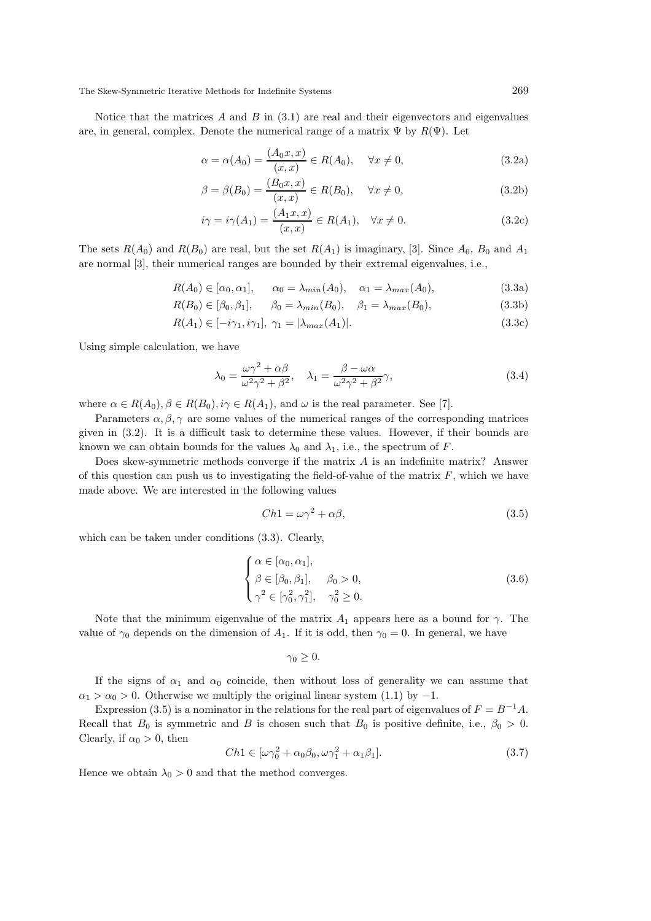Notice that the matrices $A$ and $B$ in (3.1) are real and their eigenvectors and eigenvalues are, in general, complex. Denote the numerical range of a matrix $\Psi$ by $R(\Psi)$. Let

$$\alpha = \alpha(A_0) = \frac{(A_0 x, x)}{(x, x)} \in R(A_0), \quad \forall x \neq 0, \tag{3.2a}$$

$$\beta = \beta(B_0) = \frac{(B_0 x, x)}{(x, x)} \in R(B_0), \quad \forall x \neq 0, \tag{3.2b}$$

$$i\gamma = i\gamma(A_1) = \frac{(A_1 x, x)}{(x, x)} \in R(A_1), \quad \forall x \neq 0. \tag{3.2c}$$

The sets $R(A_0)$ and $R(B_0)$ are real, but the set $R(A_1)$ is imaginary, [3]. Since $A_0$, $B_0$ and $A_1$ are normal [3], their numerical ranges are bounded by their extremal eigenvalues, i.e.,

$$R(A_0) \in [\alpha_0, \alpha_1], \qquad \alpha_0 = \lambda_{min}(A_0), \quad \alpha_1 = \lambda_{max}(A_0), \tag{3.3a}$$

$$R(B_0) \in [\beta_0, \beta_1], \qquad \beta_0 = \lambda_{min}(B_0), \quad \beta_1 = \lambda_{max}(B_0), \tag{3.3b}$$

$$R(A_1) \in [-i\gamma_1, i\gamma_1], \; \gamma_1 = |\lambda_{max}(A_1)|. \tag{3.3c}$$

Using simple calculation, we have

$$\lambda_0 = \frac{\omega\gamma^2 + \alpha\beta}{\omega^2\gamma^2 + \beta^2}, \quad \lambda_1 = \frac{\beta - \omega\alpha}{\omega^2\gamma^2 + \beta^2}\gamma, \tag{3.4}$$

where $\alpha \in R(A_0), \beta \in R(B_0), i\gamma \in R(A_1)$, and $\omega$ is the real parameter. See [7].

Parameters $\alpha, \beta, \gamma$ are some values of the numerical ranges of the corresponding matrices given in (3.2). It is a difficult task to determine these values. However, if their bounds are known we can obtain bounds for the values $\lambda_0$ and $\lambda_1$, i.e., the spectrum of $F$.

Does skew-symmetric methods converge if the matrix $A$ is an indefinite matrix? Answer of this question can push us to investigating the field-of-value of the matrix $F$, which we have made above. We are interested in the following values

$$Ch1 = \omega\gamma^2 + \alpha\beta, \tag{3.5}$$

which can be taken under conditions (3.3). Clearly,

$$\begin{cases} \alpha \in [\alpha_0, \alpha_1], \\ \beta \in [\beta_0, \beta_1], \quad \beta_0 > 0, \\ \gamma^2 \in [\gamma_0^2, \gamma_1^2], \quad \gamma_0^2 \geq 0. \end{cases} \tag{3.6}$$

Note that the minimum eigenvalue of the matrix $A_1$ appears here as a bound for $\gamma$. The value of $\gamma_0$ depends on the dimension of $A_1$. If it is odd, then $\gamma_0 = 0$. In general, we have

$$\gamma_0 \geq 0.$$

If the signs of $\alpha_1$ and $\alpha_0$ coincide, then without loss of generality we can assume that $\alpha_1 > \alpha_0 > 0$. Otherwise we multiply the original linear system (1.1) by $-1$.

Expression (3.5) is a nominator in the relations for the real part of eigenvalues of $F = B^{-1}A$. Recall that $B_0$ is symmetric and $B$ is chosen such that $B_0$ is positive definite, i.e., $\beta_0 > 0$. Clearly, if $\alpha_0 > 0$, then

$$Ch1 \in [\omega\gamma_0^2 + \alpha_0\beta_0, \omega\gamma_1^2 + \alpha_1\beta_1]. \tag{3.7}$$

Hence we obtain $\lambda_0 > 0$ and that the method converges.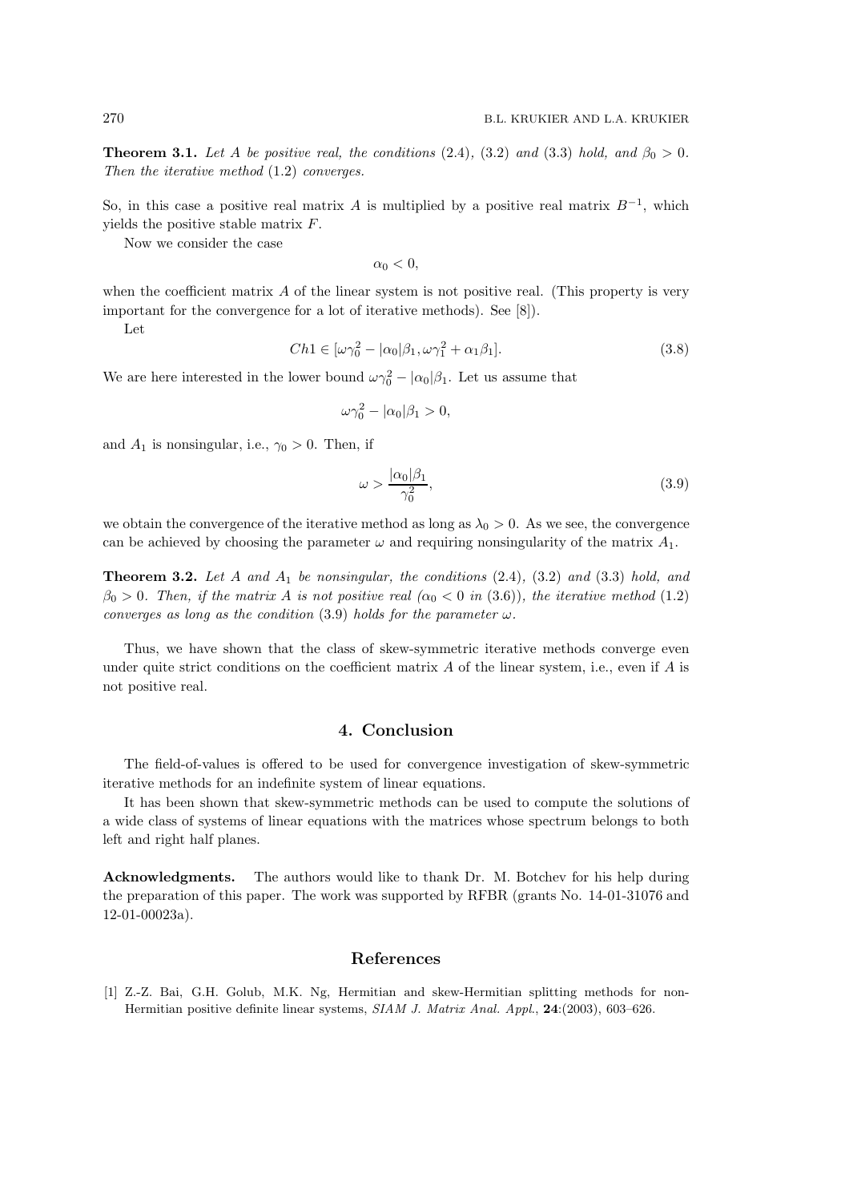**Theorem 3.1.** *Let $A$ be positive real, the conditions* (2.4)*,* (3.2) *and* (3.3) *hold, and $\beta_0 > 0$. Then the iterative method* (1.2) *converges.*

So, in this case a positive real matrix $A$ is multiplied by a positive real matrix $B^{-1}$, which yields the positive stable matrix $F$.

Now we consider the case

$$\alpha_0 < 0,$$

when the coefficient matrix $A$ of the linear system is not positive real. (This property is very important for the convergence for a lot of iterative methods). See [8]).

Let

$$Ch1 \in [\omega\gamma_0^2 - |\alpha_0|\beta_1, \omega\gamma_1^2 + \alpha_1\beta_1]. \tag{3.8}$$

We are here interested in the lower bound $\omega\gamma_0^2 - |\alpha_0|\beta_1$. Let us assume that

$$\omega\gamma_0^2 - |\alpha_0|\beta_1 > 0,$$

and $A_1$ is nonsingular, i.e., $\gamma_0 > 0$. Then, if

$$\omega > \frac{|\alpha_0|\beta_1}{\gamma_0^2}, \tag{3.9}$$

we obtain the convergence of the iterative method as long as $\lambda_0 > 0$. As we see, the convergence can be achieved by choosing the parameter $\omega$ and requiring nonsingularity of the matrix $A_1$.

**Theorem 3.2.** *Let $A$ and $A_1$ be nonsingular, the conditions* (2.4)*,* (3.2) *and* (3.3) *hold, and $\beta_0 > 0$. Then, if the matrix $A$ is not positive real ($\alpha_0 < 0$ in* (3.6)*), the iterative method* (1.2) *converges as long as the condition* (3.9) *holds for the parameter $\omega$.*

Thus, we have shown that the class of skew-symmetric iterative methods converge even under quite strict conditions on the coefficient matrix $A$ of the linear system, i.e., even if $A$ is not positive real.

## 4. Conclusion

The field-of-values is offered to be used for convergence investigation of skew-symmetric iterative methods for an indefinite system of linear equations.

It has been shown that skew-symmetric methods can be used to compute the solutions of a wide class of systems of linear equations with the matrices whose spectrum belongs to both left and right half planes.

**Acknowledgments.** The authors would like to thank Dr. M. Botchev for his help during the preparation of this paper. The work was supported by RFBR (grants No. 14-01-31076 and 12-01-00023a).

## References

[1] Z.-Z. Bai, G.H. Golub, M.K. Ng, Hermitian and skew-Hermitian splitting methods for non-Hermitian positive definite linear systems, *SIAM J. Matrix Anal. Appl.*, **24**:(2003), 603–626.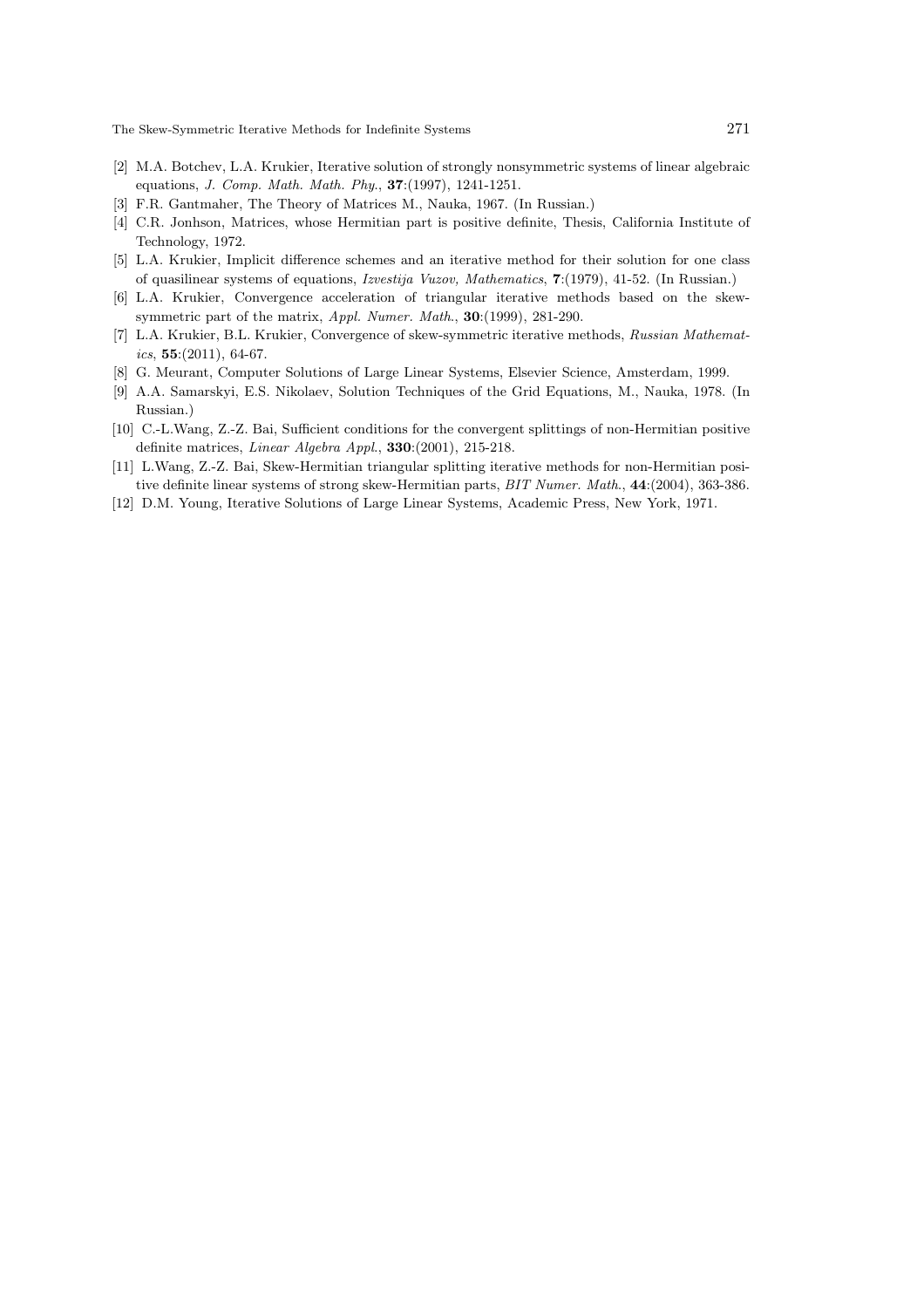[2] M.A. Botchev, L.A. Krukier, Iterative solution of strongly nonsymmetric systems of linear algebraic equations, *J. Comp. Math. Math. Phy.*, **37**:(1997), 1241-1251.

[3] F.R. Gantmaher, The Theory of Matrices M., Nauka, 1967. (In Russian.)

[4] C.R. Jonhson, Matrices, whose Hermitian part is positive definite, Thesis, California Institute of Technology, 1972.

[5] L.A. Krukier, Implicit difference schemes and an iterative method for their solution for one class of quasilinear systems of equations, *Izvestija Vuzov, Mathematics*, **7**:(1979), 41-52. (In Russian.)

[6] L.A. Krukier, Convergence acceleration of triangular iterative methods based on the skew-symmetric part of the matrix, *Appl. Numer. Math.*, **30**:(1999), 281-290.

[7] L.A. Krukier, B.L. Krukier, Convergence of skew-symmetric iterative methods, *Russian Mathematics*, **55**:(2011), 64-67.

[8] G. Meurant, Computer Solutions of Large Linear Systems, Elsevier Science, Amsterdam, 1999.

[9] A.A. Samarskyi, E.S. Nikolaev, Solution Techniques of the Grid Equations, M., Nauka, 1978. (In Russian.)

[10] C.-L.Wang, Z.-Z. Bai, Sufficient conditions for the convergent splittings of non-Hermitian positive definite matrices, *Linear Algebra Appl.*, **330**:(2001), 215-218.

[11] L.Wang, Z.-Z. Bai, Skew-Hermitian triangular splitting iterative methods for non-Hermitian positive definite linear systems of strong skew-Hermitian parts, *BIT Numer. Math.*, **44**:(2004), 363-386.

[12] D.M. Young, Iterative Solutions of Large Linear Systems, Academic Press, New York, 1971.